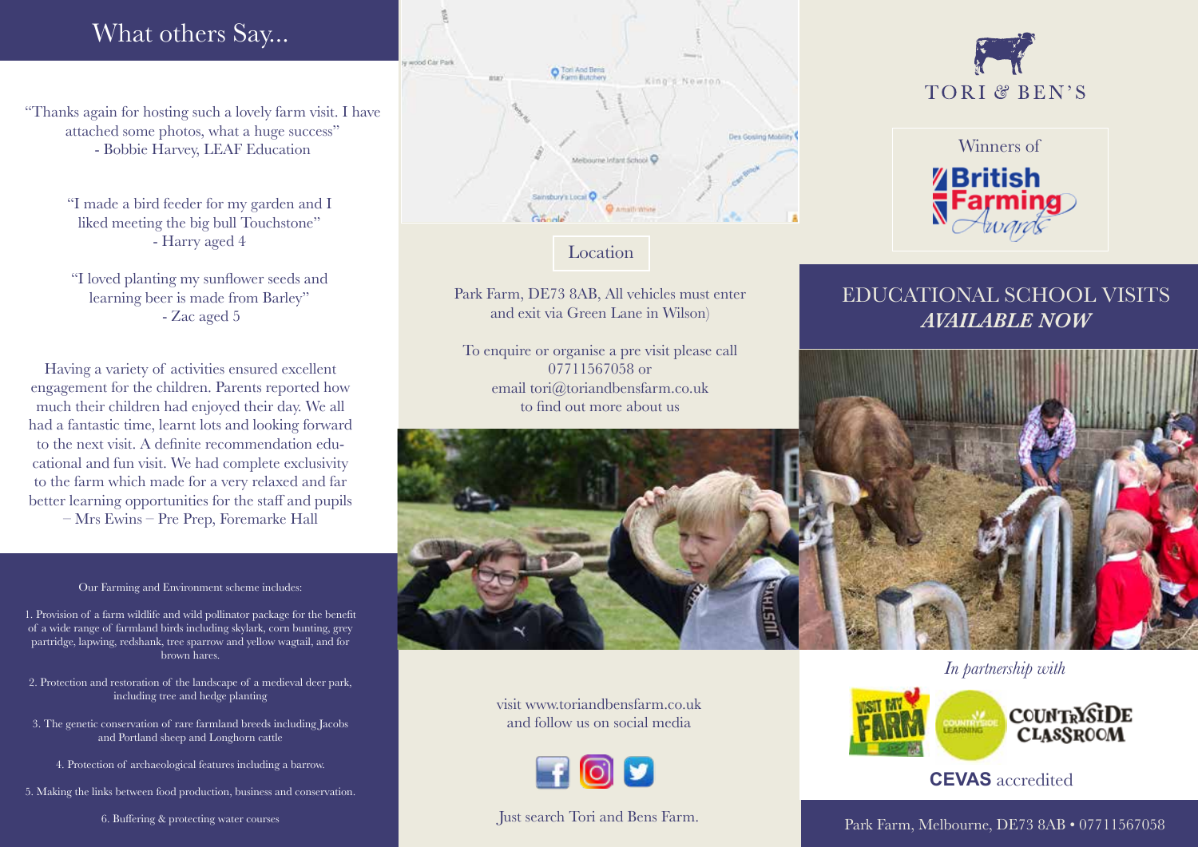## What others Say...

"Thanks again for hosting such a lovely farm visit. I have attached some photos, what a huge success"
- Bobbie Harvey, LEAF Education

"I made a bird feeder for my garden and I liked meeting the big bull Touchstone"
- Harry aged 4

"I loved planting my sunflower seeds and learning beer is made from Barley"
- Zac aged 5

Having a variety of activities ensured excellent engagement for the children. Parents reported how much their children had enjoyed their day. We all had a fantastic time, learnt lots and looking forward to the next visit. A definite recommendation educational and fun visit. We had complete exclusivity to the farm which made for a very relaxed and far better learning opportunities for the staff and pupils
– Mrs Ewins – Pre Prep, Foremarke Hall

Our Farming and Environment scheme includes:

1. Provision of a farm wildlife and wild pollinator package for the benefit of a wide range of farmland birds including skylark, corn bunting, grey partridge, lapwing, redshank, tree sparrow and yellow wagtail, and for brown hares.
2. Protection and restoration of the landscape of a medieval deer park, including tree and hedge planting
3. The genetic conservation of rare farmland breeds including Jacobs and Portland sheep and Longhorn cattle
4. Protection of archaeological features including a barrow.
5. Making the links between food production, business and conservation.
6. Buffering & protecting water courses

### Location

Park Farm, DE73 8AB, All vehicles must enter and exit via Green Lane in Wilson)

To enquire or organise a pre visit please call 07711567058 or email tori@toriandbensfarm.co.uk to find out more about us

visit www.toriandbensfarm.co.uk and follow us on social media

Just search Tori and Bens Farm.

# TORI & BEN'S

Winners of British Farming Awards

## EDUCATIONAL SCHOOL VISITS
## *AVAILABLE NOW*

*In partnership with*

Visit My Farm · Countryside Learning · Countryside Classroom

**CEVAS** accredited

Park Farm, Melbourne, DE73 8AB • 07711567058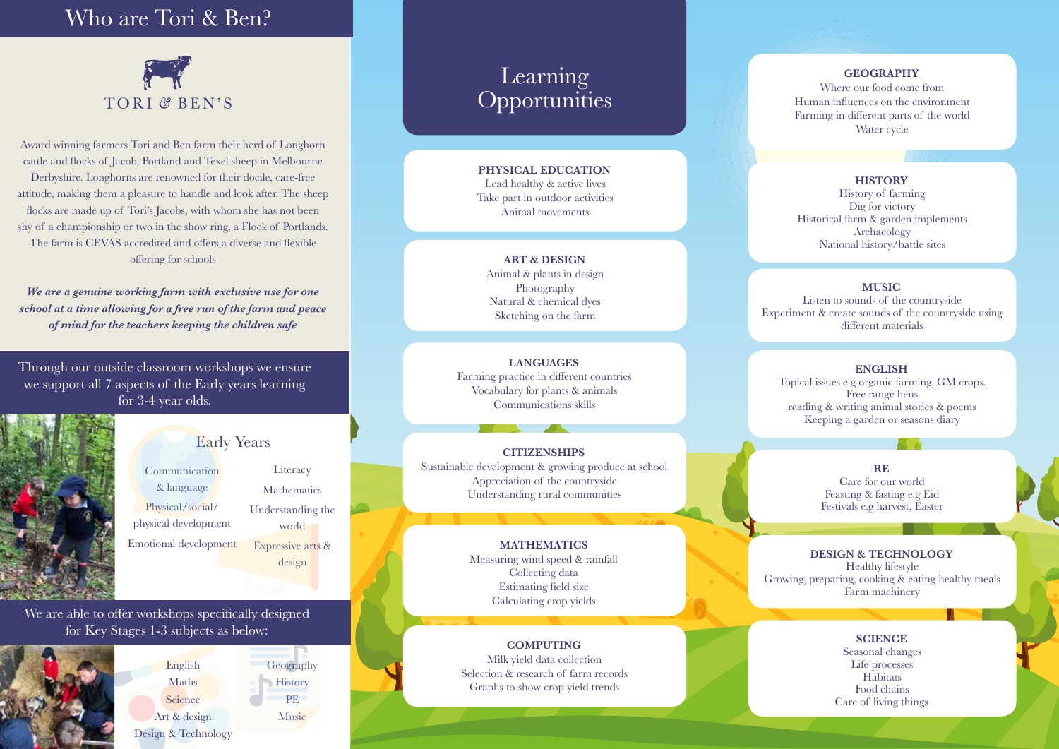# Who are Tori & Ben?

TORI & BEN'S

Award winning farmers Tori and Ben farm their herd of Longhorn cattle and flocks of Jacob, Portland and Texel sheep in Melbourne Derbyshire. Longhorns are renowned for their docile, care-free attitude, making them a pleasure to handle and look after. The sheep flocks are made up of Tori's Jacobs, with whom she has not been shy of a championship or two in the show ring, a Flock of Portlands. The farm is CEVAS accredited and offers a diverse and flexible offering for schools

***We are a genuine working farm with exclusive use for one school at a time allowing for a free run of the farm and peace of mind for the teachers keeping the children safe***

Through our outside classroom workshops we ensure we support all 7 aspects of the Early years learning for 3-4 year olds.

## Early Years

- Communication & language
- Physical/social/ physical development
- Emotional development
- Literacy
- Mathematics
- Understanding the world
- Expressive arts & design

We are able to offer workshops specifically designed for Key Stages 1-3 subjects as below:

- English
- Maths
- Science
- Art & design
- Design & Technology
- Geography
- History
- PE
- Music

# Learning Opportunities

**PHYSICAL EDUCATION**
Lead healthy & active lives
Take part in outdoor activities
Animal movements

**ART & DESIGN**
Animal & plants in design
Photography
Natural & chemical dyes
Sketching on the farm

**LANGUAGES**
Farming practice in different countries
Vocabulary for plants & animals
Communications skills

**CITIZENSHIPS**
Sustainable development & growing produce at school
Appreciation of the countryside
Understanding rural communities

**MATHEMATICS**
Measuring wind speed & rainfall
Collecting data
Estimating field size
Calculating crop yields

**COMPUTING**
Milk yield data collection
Selection & research of farm records
Graphs to show crop yield trends

**GEOGRAPHY**
Where our food come from
Human influences on the environment
Farming in different parts of the world
Water cycle

**HISTORY**
History of farming
Dig for victory
Historical farm & garden implements
Archaeology
National history/battle sites

**MUSIC**
Listen to sounds of the countryside
Experiment & create sounds of the countryside using different materials

**ENGLISH**
Topical issues e.g organic farming, GM crops.
Free range hens
reading & writing animal stories & poems
Keeping a garden or seasons diary

**RE**
Care for our world
Feasting & fasting e.g Eid
Festivals e.g harvest, Easter

**DESIGN & TECHNOLOGY**
Healthy lifestyle
Growing, preparing, cooking & eating healthy meals
Farm machinery

**SCIENCE**
Seasonal changes
Life processes
Habitats
Food chains
Care of living things